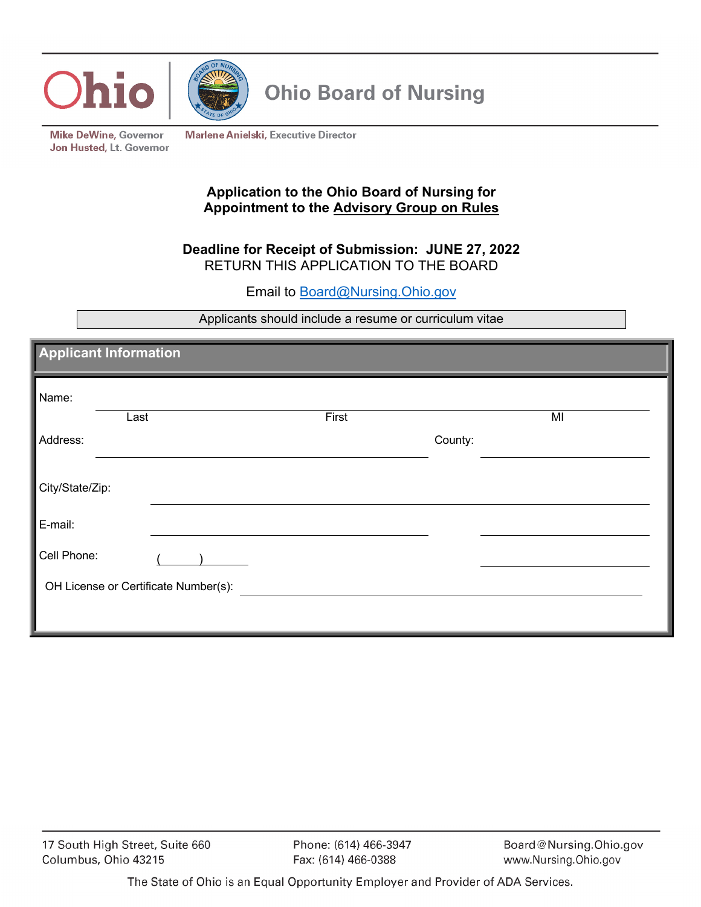Ohio | Ohio Board of Nursing

Mike DeWine, Governor
Jon Husted, Lt. Governor

Marlene Anielski, Executive Director

**Application to the Ohio Board of Nursing for Appointment to the Advisory Group on Rules**

**Deadline for Receipt of Submission: JUNE 27, 2022**

RETURN THIS APPLICATION TO THE BOARD

Email to Board@Nursing.Ohio.gov

Applicants should include a resume or curriculum vitae

## Applicant Information

Name: ______________________________________________
Last — First — MI

Address: ______________________________ County: ______________

City/State/Zip: ______________________________________________

E-mail: ______________________________ ______________

Cell Phone: (     ) __________ ______________

OH License or Certificate Number(s): ______________________________

17 South High Street, Suite 660
Columbus, Ohio 43215

Phone: (614) 466-3947
Fax: (614) 466-0388

Board@Nursing.Ohio.gov
www.Nursing.Ohio.gov

The State of Ohio is an Equal Opportunity Employer and Provider of ADA Services.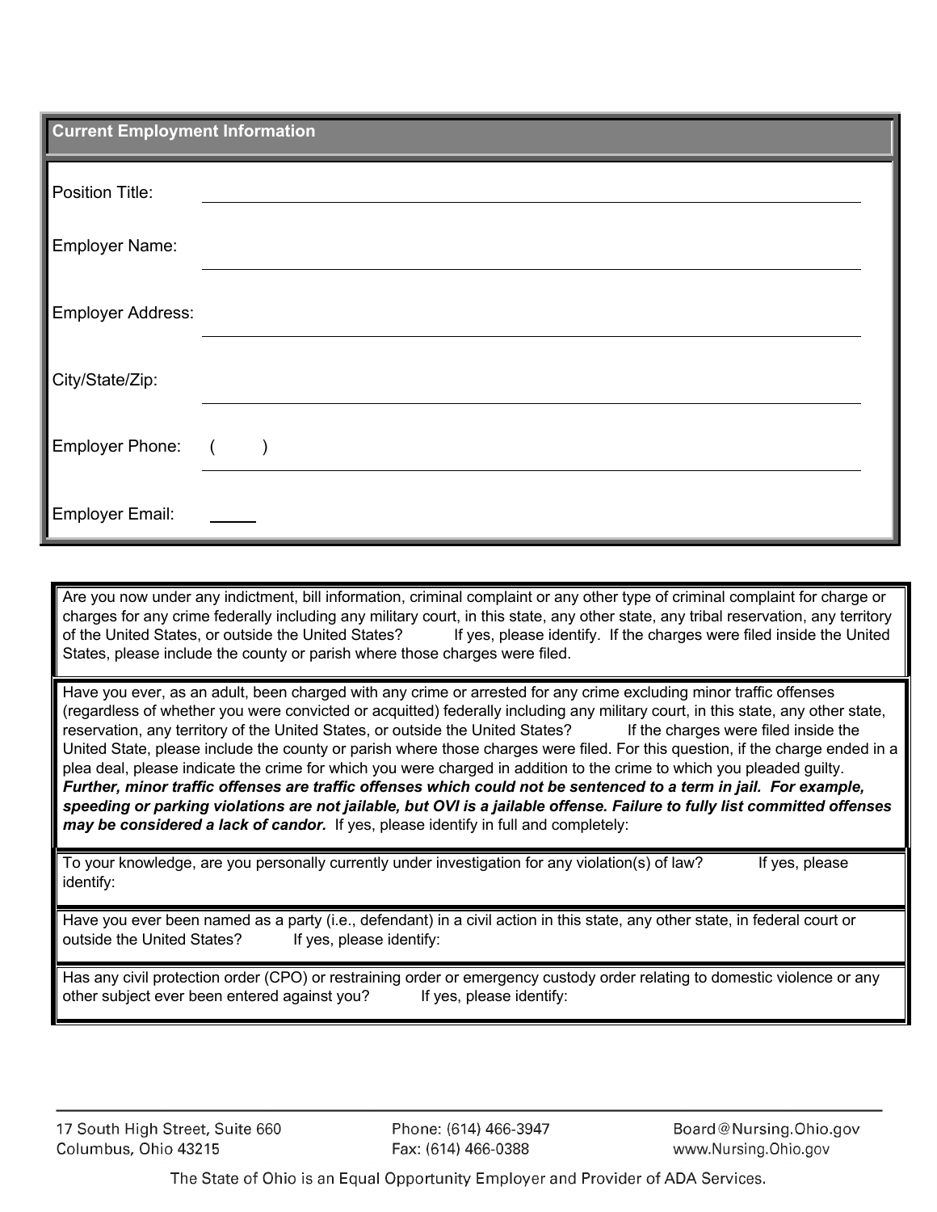## Current Employment Information

Position Title: \_\_\_\_\_\_\_\_\_\_\_\_\_\_\_\_\_\_\_\_\_\_\_\_\_\_\_\_\_\_\_\_

Employer Name: \_\_\_\_\_\_\_\_\_\_\_\_\_\_\_\_\_\_\_\_\_\_\_\_\_\_\_\_\_\_\_\_

Employer Address: \_\_\_\_\_\_\_\_\_\_\_\_\_\_\_\_\_\_\_\_\_\_\_\_\_\_\_\_\_\_\_\_

City/State/Zip: \_\_\_\_\_\_\_\_\_\_\_\_\_\_\_\_\_\_\_\_\_\_\_\_\_\_\_\_\_\_\_\_

Employer Phone: (     ) \_\_\_\_\_\_\_\_\_\_\_\_\_\_\_\_\_\_\_\_\_\_\_\_\_\_\_\_

Employer Email: \_\_\_\_\_

---

Are you now under any indictment, bill information, criminal complaint or any other type of criminal complaint for charge or charges for any crime federally including any military court, in this state, any other state, any tribal reservation, any territory of the United States, or outside the United States? If yes, please identify. If the charges were filed inside the United States, please include the county or parish where those charges were filed.

Have you ever, as an adult, been charged with any crime or arrested for any crime excluding minor traffic offenses (regardless of whether you were convicted or acquitted) federally including any military court, in this state, any other state, reservation, any territory of the United States, or outside the United States? If the charges were filed inside the United State, please include the county or parish where those charges were filed. For this question, if the charge ended in a plea deal, please indicate the crime for which you were charged in addition to the crime to which you pleaded guilty. ***Further, minor traffic offenses are traffic offenses which could not be sentenced to a term in jail. For example, speeding or parking violations are not jailable, but OVI is a jailable offense. Failure to fully list committed offenses may be considered a lack of candor.*** If yes, please identify in full and completely:

To your knowledge, are you personally currently under investigation for any violation(s) of law? If yes, please identify:

Have you ever been named as a party (i.e., defendant) in a civil action in this state, any other state, in federal court or outside the United States? If yes, please identify:

Has any civil protection order (CPO) or restraining order or emergency custody order relating to domestic violence or any other subject ever been entered against you? If yes, please identify: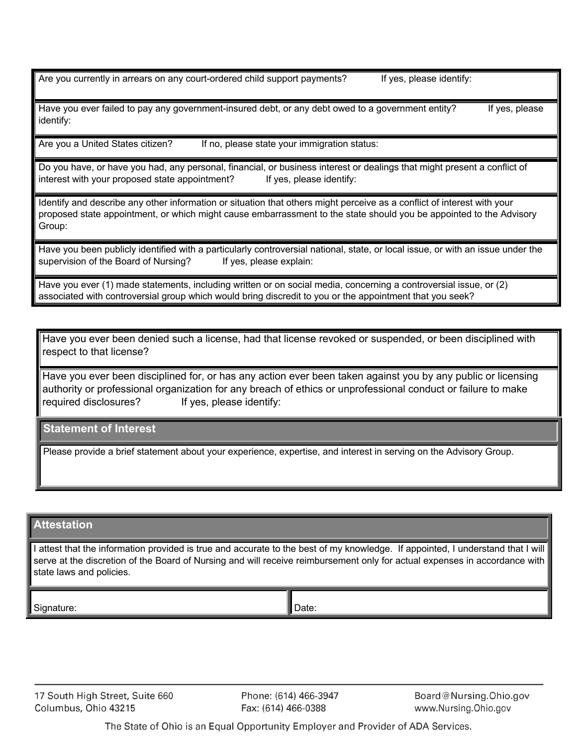Are you currently in arrears on any court-ordered child support payments? If yes, please identify:

Have you ever failed to pay any government-insured debt, or any debt owed to a government entity? If yes, please identify:

Are you a United States citizen? If no, please state your immigration status:

Do you have, or have you had, any personal, financial, or business interest or dealings that might present a conflict of interest with your proposed state appointment? If yes, please identify:

Identify and describe any other information or situation that others might perceive as a conflict of interest with your proposed state appointment, or which might cause embarrassment to the state should you be appointed to the Advisory Group:

Have you been publicly identified with a particularly controversial national, state, or local issue, or with an issue under the supervision of the Board of Nursing? If yes, please explain:

Have you ever (1) made statements, including written or on social media, concerning a controversial issue, or (2) associated with controversial group which would bring discredit to you or the appointment that you seek?

Have you ever been denied such a license, had that license revoked or suspended, or been disciplined with respect to that license?

Have you ever been disciplined for, or has any action ever been taken against you by any public or licensing authority or professional organization for any breach of ethics or unprofessional conduct or failure to make required disclosures? If yes, please identify:

## Statement of Interest

Please provide a brief statement about your experience, expertise, and interest in serving on the Advisory Group.

## Attestation

I attest that the information provided is true and accurate to the best of my knowledge. If appointed, I understand that I will serve at the discretion of the Board of Nursing and will receive reimbursement only for actual expenses in accordance with state laws and policies.

| | |
|---|---|
| Signature: | Date: |

17 South High Street, Suite 660
Columbus, Ohio 43215

Phone: (614) 466-3947
Fax: (614) 466-0388

Board@Nursing.Ohio.gov
www.Nursing.Ohio.gov

The State of Ohio is an Equal Opportunity Employer and Provider of ADA Services.